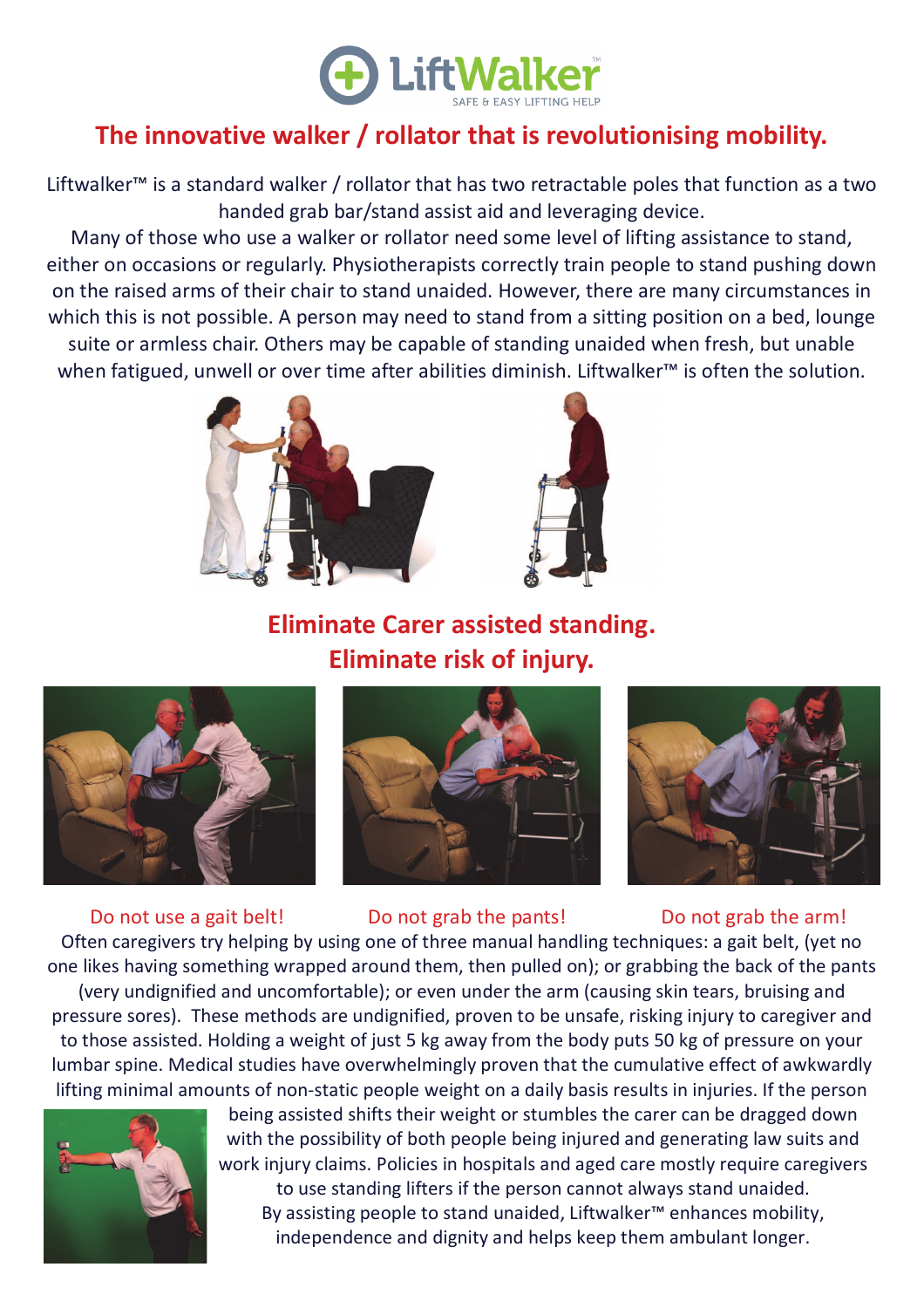# LiftWalker™

SAFE & EASY LIFTING HELP

## The innovative walker / rollator that is revolutionising mobility.

Liftwalker™ is a standard walker / rollator that has two retractable poles that function as a two handed grab bar/stand assist aid and leveraging device.

Many of those who use a walker or rollator need some level of lifting assistance to stand, either on occasions or regularly. Physiotherapists correctly train people to stand pushing down on the raised arms of their chair to stand unaided. However, there are many circumstances in which this is not possible. A person may need to stand from a sitting position on a bed, lounge suite or armless chair. Others may be capable of standing unaided when fresh, but unable when fatigued, unwell or over time after abilities diminish. Liftwalker™ is often the solution.

## Eliminate Carer assisted standing. Eliminate risk of injury.

Do not use a gait belt! Do not grab the pants! Do not grab the arm!

Often caregivers try helping by using one of three manual handling techniques: a gait belt, (yet no one likes having something wrapped around them, then pulled on); or grabbing the back of the pants (very undignified and uncomfortable); or even under the arm (causing skin tears, bruising and pressure sores). These methods are undignified, proven to be unsafe, risking injury to caregiver and to those assisted. Holding a weight of just 5 kg away from the body puts 50 kg of pressure on your lumbar spine. Medical studies have overwhelmingly proven that the cumulative effect of awkwardly lifting minimal amounts of non-static people weight on a daily basis results in injuries. If the person being assisted shifts their weight or stumbles the carer can be dragged down with the possibility of both people being injured and generating law suits and work injury claims. Policies in hospitals and aged care mostly require caregivers to use standing lifters if the person cannot always stand unaided.

By assisting people to stand unaided, Liftwalker™ enhances mobility, independence and dignity and helps keep them ambulant longer.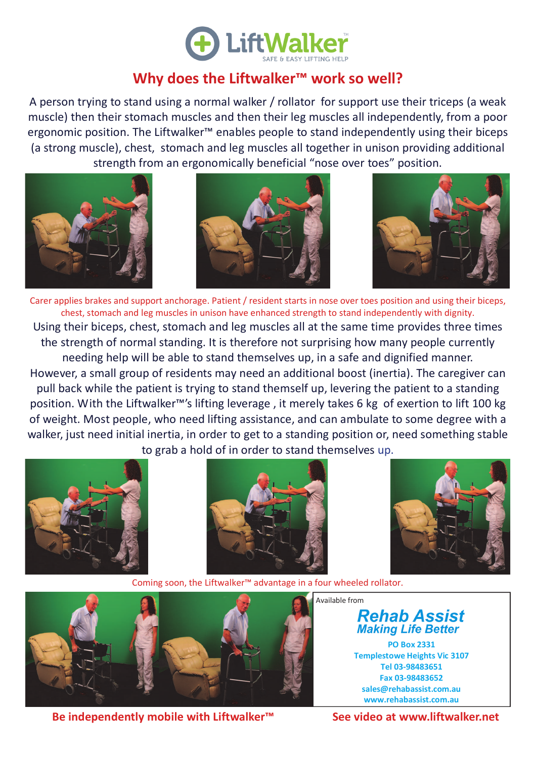LiftWalker™

SAFE & EASY LIFTING HELP

## Why does the Liftwalker™ work so well?

A person trying to stand using a normal walker / rollator for support use their triceps (a weak muscle) then their stomach muscles and then their leg muscles all independently, from a poor ergonomic position. The Liftwalker™ enables people to stand independently using their biceps (a strong muscle), chest, stomach and leg muscles all together in unison providing additional strength from an ergonomically beneficial "nose over toes" position.

Carer applies brakes and support anchorage. Patient / resident starts in nose over toes position and using their biceps, chest, stomach and leg muscles in unison have enhanced strength to stand independently with dignity.

Using their biceps, chest, stomach and leg muscles all at the same time provides three times the strength of normal standing. It is therefore not surprising how many people currently needing help will be able to stand themselves up, in a safe and dignified manner. However, a small group of residents may need an additional boost (inertia). The caregiver can pull back while the patient is trying to stand themself up, levering the patient to a standing position. With the Liftwalker™'s lifting leverage , it merely takes 6 kg of exertion to lift 100 kg of weight. Most people, who need lifting assistance, and can ambulate to some degree with a walker, just need initial inertia, in order to get to a standing position or, need something stable to grab a hold of in order to stand themselves up.

Coming soon, the Liftwalker™ advantage in a four wheeled rollator.

Available from

**Rehab Assist**
*Making Life Better*

PO Box 2331
Templestowe Heights Vic 3107
Tel 03-98483651
Fax 03-98483652
sales@rehabassist.com.au
www.rehabassist.com.au

**Be independently mobile with Liftwalker™**

**See video at www.liftwalker.net**